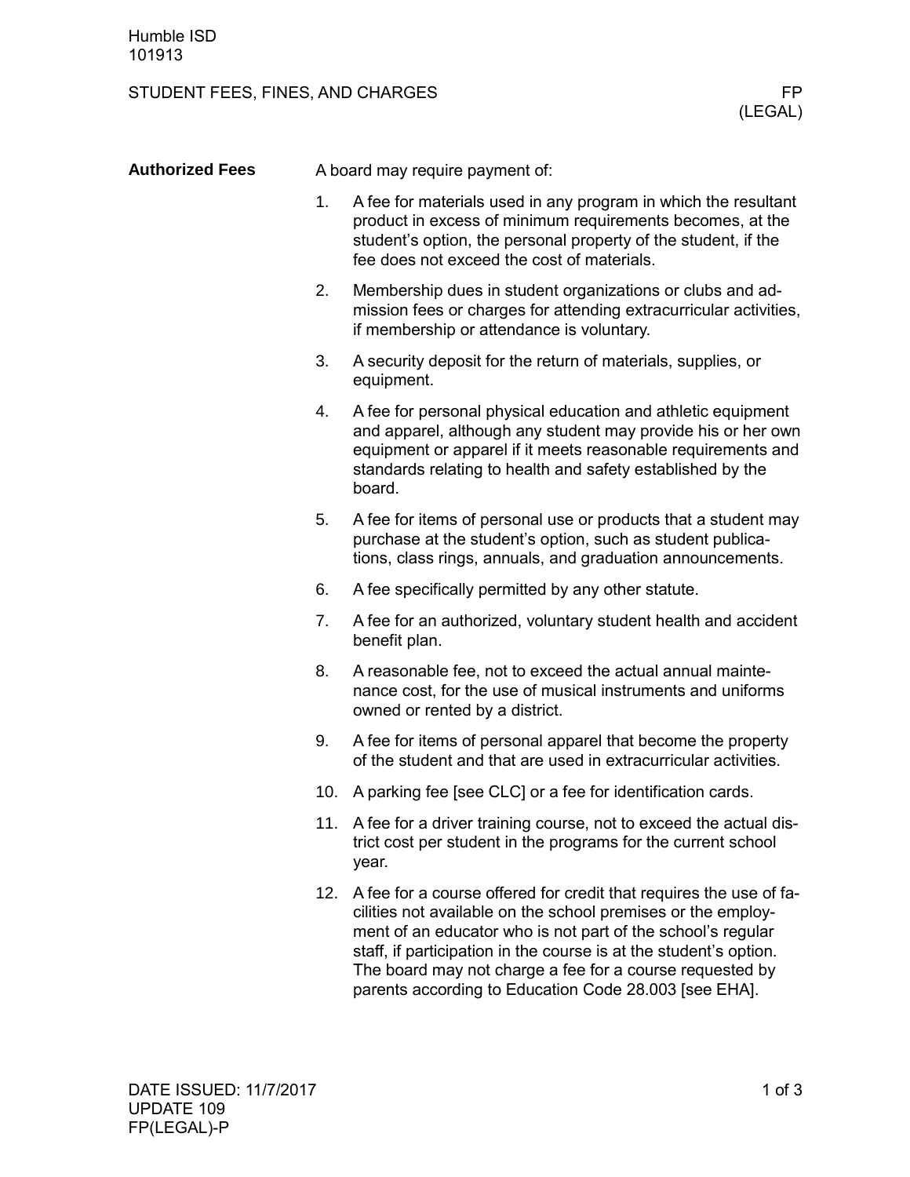# STUDENT FEES, FINES, AND CHARGES

## Authorized Fees

A board may require payment of:

1. A fee for materials used in any program in which the resultant product in excess of minimum requirements becomes, at the student's option, the personal property of the student, if the fee does not exceed the cost of materials.
2. Membership dues in student organizations or clubs and admission fees or charges for attending extracurricular activities, if membership or attendance is voluntary.
3. A security deposit for the return of materials, supplies, or equipment.
4. A fee for personal physical education and athletic equipment and apparel, although any student may provide his or her own equipment or apparel if it meets reasonable requirements and standards relating to health and safety established by the board.
5. A fee for items of personal use or products that a student may purchase at the student's option, such as student publications, class rings, annuals, and graduation announcements.
6. A fee specifically permitted by any other statute.
7. A fee for an authorized, voluntary student health and accident benefit plan.
8. A reasonable fee, not to exceed the actual annual maintenance cost, for the use of musical instruments and uniforms owned or rented by a district.
9. A fee for items of personal apparel that become the property of the student and that are used in extracurricular activities.
10. A parking fee [see CLC] or a fee for identification cards.
11. A fee for a driver training course, not to exceed the actual district cost per student in the programs for the current school year.
12. A fee for a course offered for credit that requires the use of facilities not available on the school premises or the employment of an educator who is not part of the school's regular staff, if participation in the course is at the student's option. The board may not charge a fee for a course requested by parents according to Education Code 28.003 [see EHA].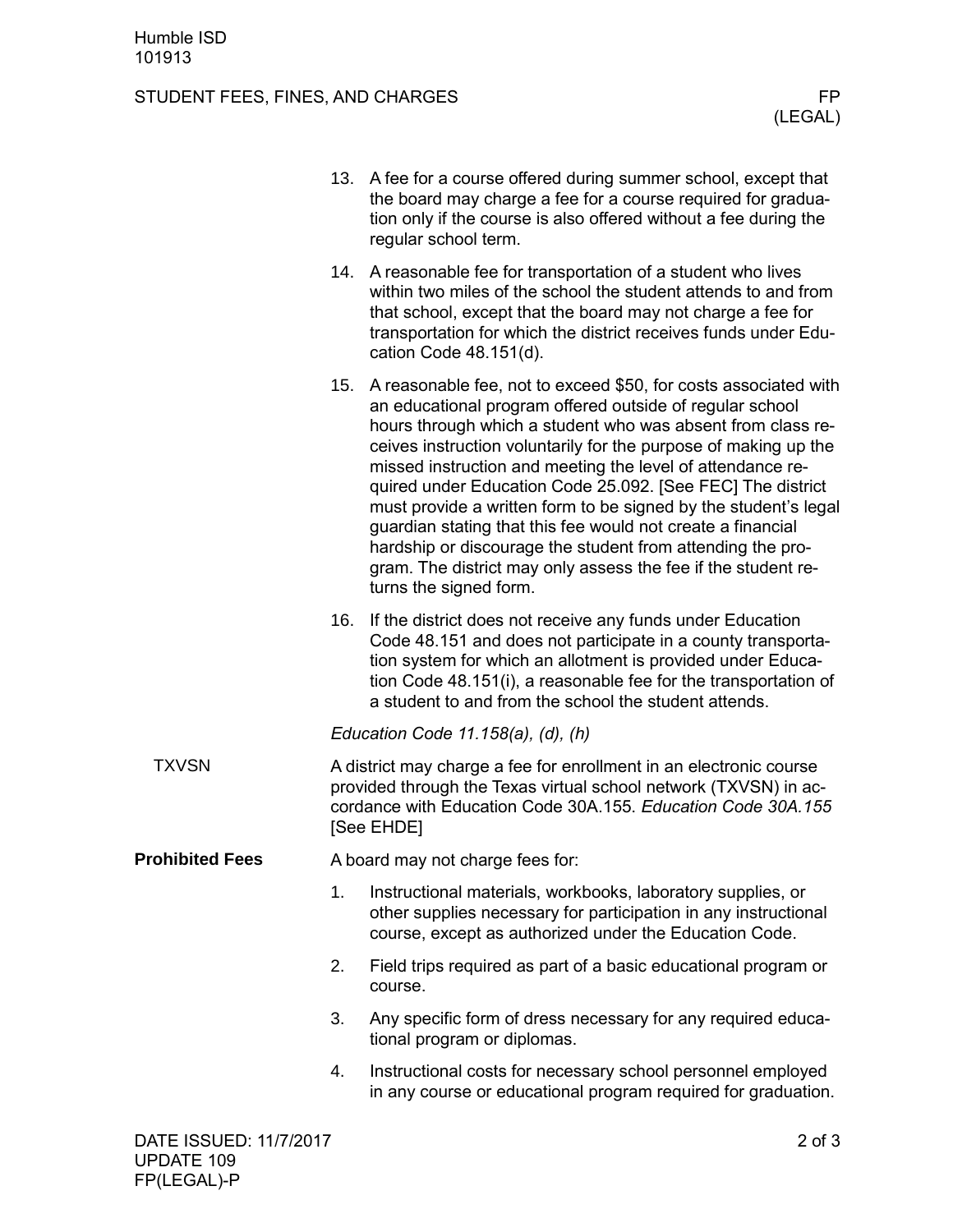13. A fee for a course offered during summer school, except that the board may charge a fee for a course required for graduation only if the course is also offered without a fee during the regular school term.

14. A reasonable fee for transportation of a student who lives within two miles of the school the student attends to and from that school, except that the board may not charge a fee for transportation for which the district receives funds under Education Code 48.151(d).

15. A reasonable fee, not to exceed $50, for costs associated with an educational program offered outside of regular school hours through which a student who was absent from class receives instruction voluntarily for the purpose of making up the missed instruction and meeting the level of attendance required under Education Code 25.092. [See FEC] The district must provide a written form to be signed by the student's legal guardian stating that this fee would not create a financial hardship or discourage the student from attending the program. The district may only assess the fee if the student returns the signed form.

16. If the district does not receive any funds under Education Code 48.151 and does not participate in a county transportation system for which an allotment is provided under Education Code 48.151(i), a reasonable fee for the transportation of a student to and from the school the student attends.

*Education Code 11.158(a), (d), (h)*

**TXVSN**

A district may charge a fee for enrollment in an electronic course provided through the Texas virtual school network (TXVSN) in accordance with Education Code 30A.155. *Education Code 30A.155* [See EHDE]

**Prohibited Fees**

A board may not charge fees for:

1. Instructional materials, workbooks, laboratory supplies, or other supplies necessary for participation in any instructional course, except as authorized under the Education Code.
2. Field trips required as part of a basic educational program or course.
3. Any specific form of dress necessary for any required educational program or diplomas.
4. Instructional costs for necessary school personnel employed in any course or educational program required for graduation.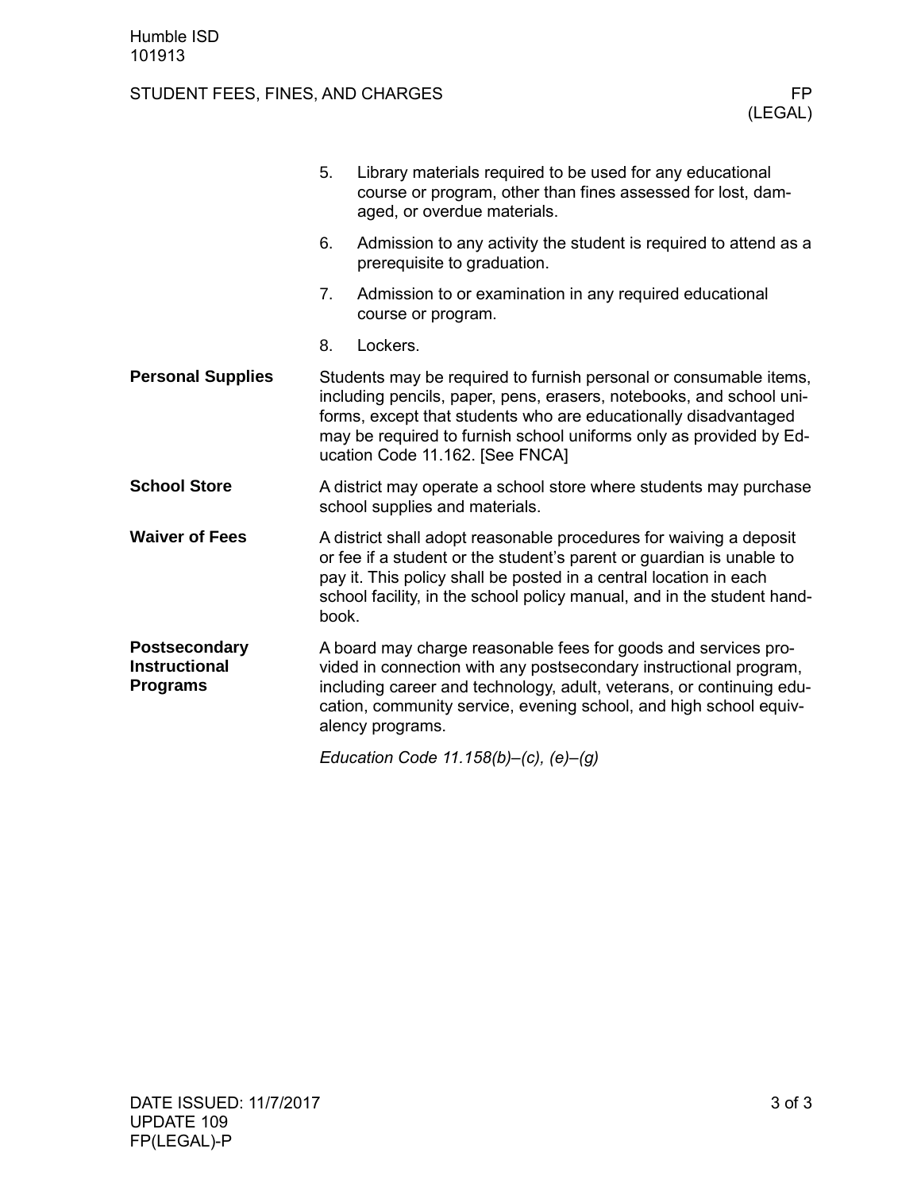5. Library materials required to be used for any educational course or program, other than fines assessed for lost, damaged, or overdue materials.
6. Admission to any activity the student is required to attend as a prerequisite to graduation.
7. Admission to or examination in any required educational course or program.
8. Lockers.

**Personal Supplies**

Students may be required to furnish personal or consumable items, including pencils, paper, pens, erasers, notebooks, and school uniforms, except that students who are educationally disadvantaged may be required to furnish school uniforms only as provided by Education Code 11.162. [See FNCA]

**School Store**

A district may operate a school store where students may purchase school supplies and materials.

**Waiver of Fees**

A district shall adopt reasonable procedures for waiving a deposit or fee if a student or the student's parent or guardian is unable to pay it. This policy shall be posted in a central location in each school facility, in the school policy manual, and in the student handbook.

**Postsecondary Instructional Programs**

A board may charge reasonable fees for goods and services provided in connection with any postsecondary instructional program, including career and technology, adult, veterans, or continuing education, community service, evening school, and high school equivalency programs.

*Education Code 11.158(b)–(c), (e)–(g)*